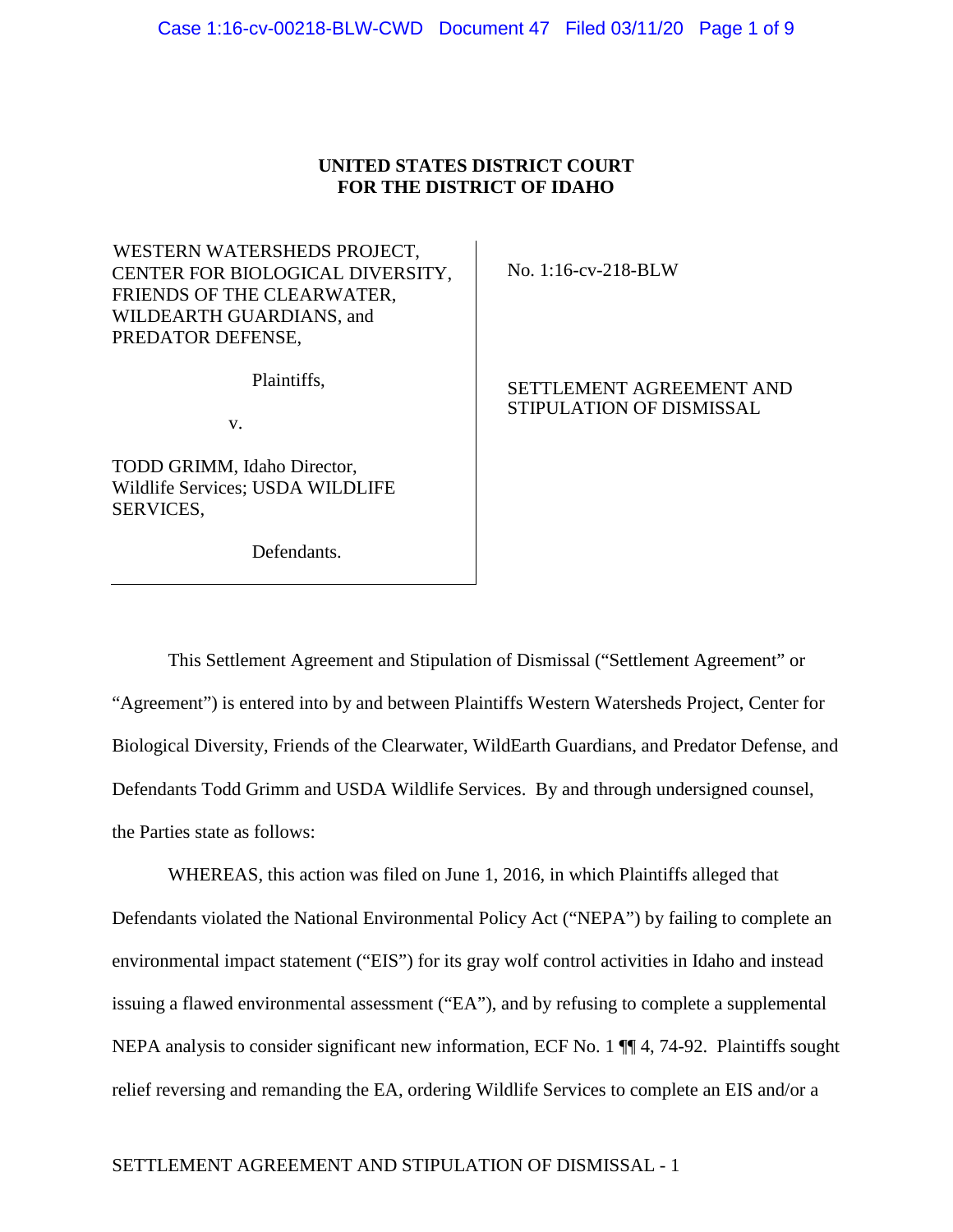**UNITED STATES DISTRICT COURT**
**FOR THE DISTRICT OF IDAHO**

| | |
|---|---|
| WESTERN WATERSHEDS PROJECT, CENTER FOR BIOLOGICAL DIVERSITY, FRIENDS OF THE CLEARWATER, WILDEARTH GUARDIANS, and PREDATOR DEFENSE,<br><br>Plaintiffs,<br><br>v.<br><br>TODD GRIMM, Idaho Director, Wildlife Services; USDA WILDLIFE SERVICES,<br><br>Defendants. | No. 1:16-cv-218-BLW<br><br>SETTLEMENT AGREEMENT AND STIPULATION OF DISMISSAL |

This Settlement Agreement and Stipulation of Dismissal ("Settlement Agreement" or "Agreement") is entered into by and between Plaintiffs Western Watersheds Project, Center for Biological Diversity, Friends of the Clearwater, WildEarth Guardians, and Predator Defense, and Defendants Todd Grimm and USDA Wildlife Services. By and through undersigned counsel, the Parties state as follows:

WHEREAS, this action was filed on June 1, 2016, in which Plaintiffs alleged that Defendants violated the National Environmental Policy Act ("NEPA") by failing to complete an environmental impact statement ("EIS") for its gray wolf control activities in Idaho and instead issuing a flawed environmental assessment ("EA"), and by refusing to complete a supplemental NEPA analysis to consider significant new information, ECF No. 1 ¶¶ 4, 74-92. Plaintiffs sought relief reversing and remanding the EA, ordering Wildlife Services to complete an EIS and/or a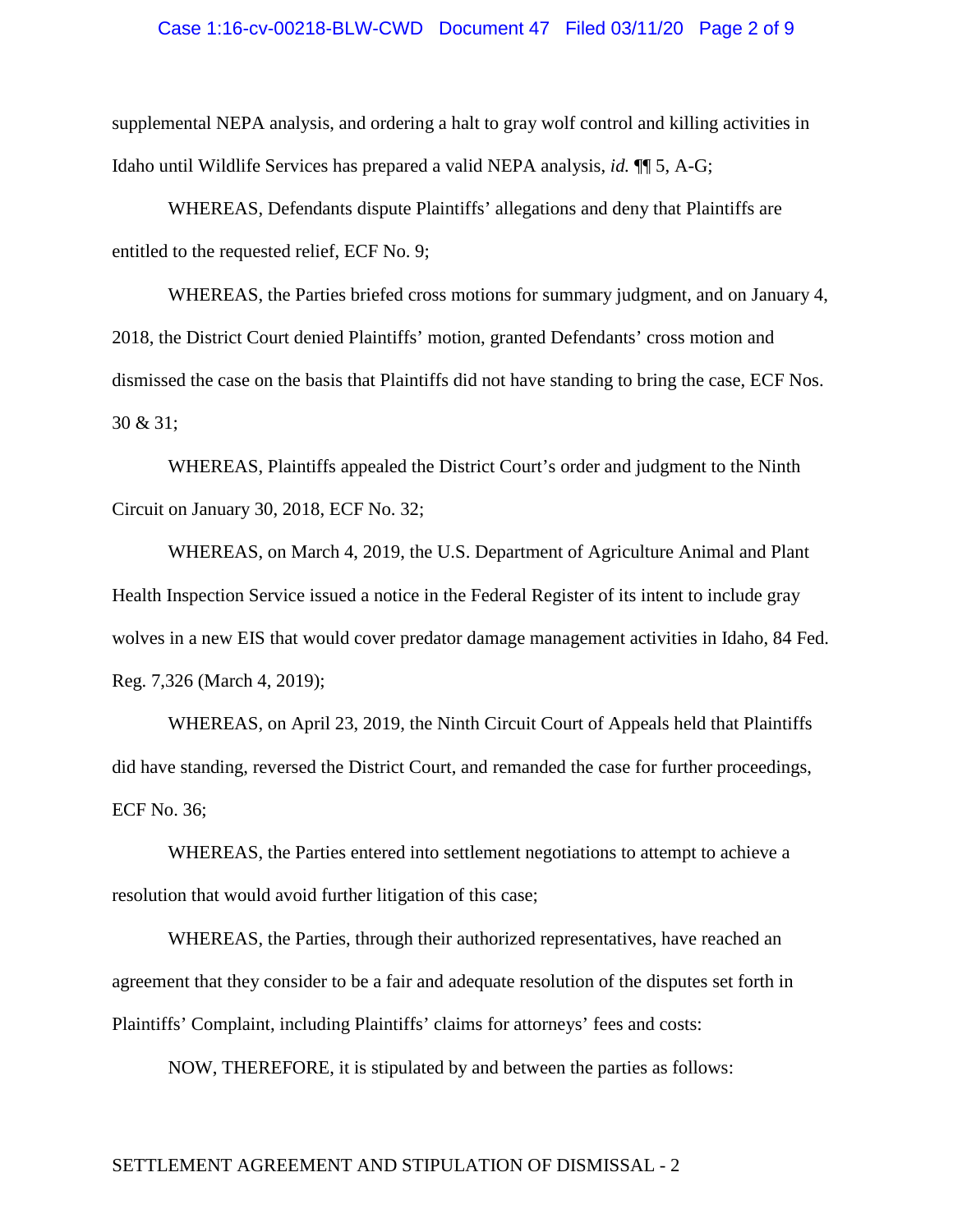supplemental NEPA analysis, and ordering a halt to gray wolf control and killing activities in Idaho until Wildlife Services has prepared a valid NEPA analysis, *id.* ¶¶ 5, A-G;

WHEREAS, Defendants dispute Plaintiffs' allegations and deny that Plaintiffs are entitled to the requested relief, ECF No. 9;

WHEREAS, the Parties briefed cross motions for summary judgment, and on January 4, 2018, the District Court denied Plaintiffs' motion, granted Defendants' cross motion and dismissed the case on the basis that Plaintiffs did not have standing to bring the case, ECF Nos. 30 & 31;

WHEREAS, Plaintiffs appealed the District Court's order and judgment to the Ninth Circuit on January 30, 2018, ECF No. 32;

WHEREAS, on March 4, 2019, the U.S. Department of Agriculture Animal and Plant Health Inspection Service issued a notice in the Federal Register of its intent to include gray wolves in a new EIS that would cover predator damage management activities in Idaho, 84 Fed. Reg. 7,326 (March 4, 2019);

WHEREAS, on April 23, 2019, the Ninth Circuit Court of Appeals held that Plaintiffs did have standing, reversed the District Court, and remanded the case for further proceedings, ECF No. 36;

WHEREAS, the Parties entered into settlement negotiations to attempt to achieve a resolution that would avoid further litigation of this case;

WHEREAS, the Parties, through their authorized representatives, have reached an agreement that they consider to be a fair and adequate resolution of the disputes set forth in Plaintiffs' Complaint, including Plaintiffs' claims for attorneys' fees and costs:

NOW, THEREFORE, it is stipulated by and between the parties as follows:

SETTLEMENT AGREEMENT AND STIPULATION OF DISMISSAL - 2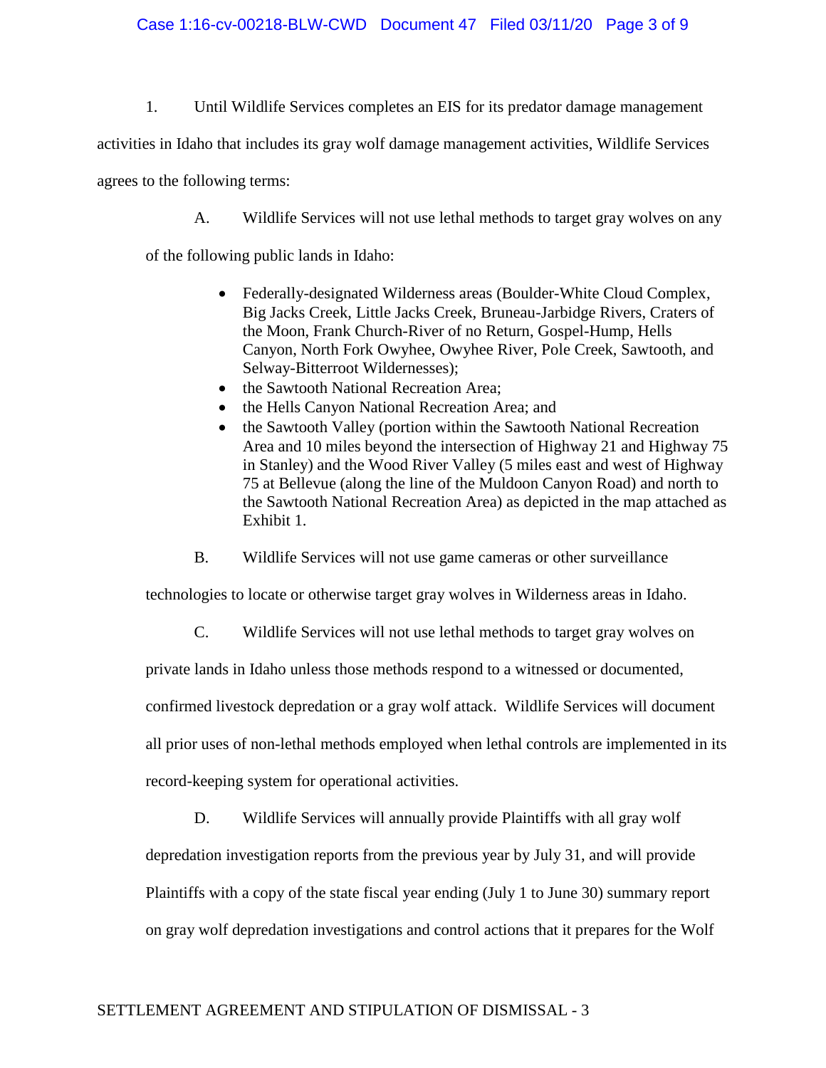1. Until Wildlife Services completes an EIS for its predator damage management activities in Idaho that includes its gray wolf damage management activities, Wildlife Services agrees to the following terms:

   A. Wildlife Services will not use lethal methods to target gray wolves on any of the following public lands in Idaho:

   - Federally-designated Wilderness areas (Boulder-White Cloud Complex, Big Jacks Creek, Little Jacks Creek, Bruneau-Jarbidge Rivers, Craters of the Moon, Frank Church-River of no Return, Gospel-Hump, Hells Canyon, North Fork Owyhee, Owyhee River, Pole Creek, Sawtooth, and Selway-Bitterroot Wildernesses);
   - the Sawtooth National Recreation Area;
   - the Hells Canyon National Recreation Area; and
   - the Sawtooth Valley (portion within the Sawtooth National Recreation Area and 10 miles beyond the intersection of Highway 21 and Highway 75 in Stanley) and the Wood River Valley (5 miles east and west of Highway 75 at Bellevue (along the line of the Muldoon Canyon Road) and north to the Sawtooth National Recreation Area) as depicted in the map attached as Exhibit 1.

   B. Wildlife Services will not use game cameras or other surveillance technologies to locate or otherwise target gray wolves in Wilderness areas in Idaho.

   C. Wildlife Services will not use lethal methods to target gray wolves on private lands in Idaho unless those methods respond to a witnessed or documented, confirmed livestock depredation or a gray wolf attack. Wildlife Services will document all prior uses of non-lethal methods employed when lethal controls are implemented in its record-keeping system for operational activities.

   D. Wildlife Services will annually provide Plaintiffs with all gray wolf depredation investigation reports from the previous year by July 31, and will provide Plaintiffs with a copy of the state fiscal year ending (July 1 to June 30) summary report on gray wolf depredation investigations and control actions that it prepares for the Wolf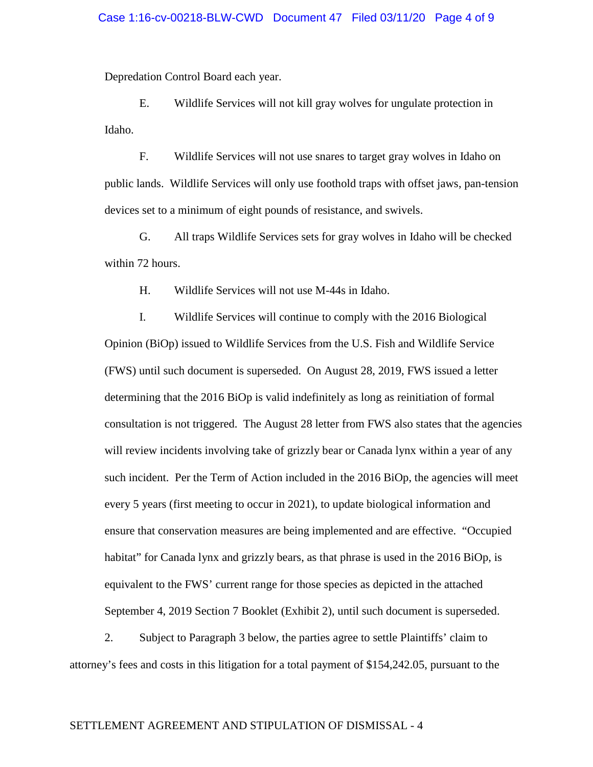Depredation Control Board each year.

E. Wildlife Services will not kill gray wolves for ungulate protection in Idaho.

F. Wildlife Services will not use snares to target gray wolves in Idaho on public lands. Wildlife Services will only use foothold traps with offset jaws, pan-tension devices set to a minimum of eight pounds of resistance, and swivels.

G. All traps Wildlife Services sets for gray wolves in Idaho will be checked within 72 hours.

H. Wildlife Services will not use M-44s in Idaho.

I. Wildlife Services will continue to comply with the 2016 Biological Opinion (BiOp) issued to Wildlife Services from the U.S. Fish and Wildlife Service (FWS) until such document is superseded. On August 28, 2019, FWS issued a letter determining that the 2016 BiOp is valid indefinitely as long as reinitiation of formal consultation is not triggered. The August 28 letter from FWS also states that the agencies will review incidents involving take of grizzly bear or Canada lynx within a year of any such incident. Per the Term of Action included in the 2016 BiOp, the agencies will meet every 5 years (first meeting to occur in 2021), to update biological information and ensure that conservation measures are being implemented and are effective. "Occupied habitat" for Canada lynx and grizzly bears, as that phrase is used in the 2016 BiOp, is equivalent to the FWS' current range for those species as depicted in the attached September 4, 2019 Section 7 Booklet (Exhibit 2), until such document is superseded.

2. Subject to Paragraph 3 below, the parties agree to settle Plaintiffs' claim to attorney's fees and costs in this litigation for a total payment of $154,242.05, pursuant to the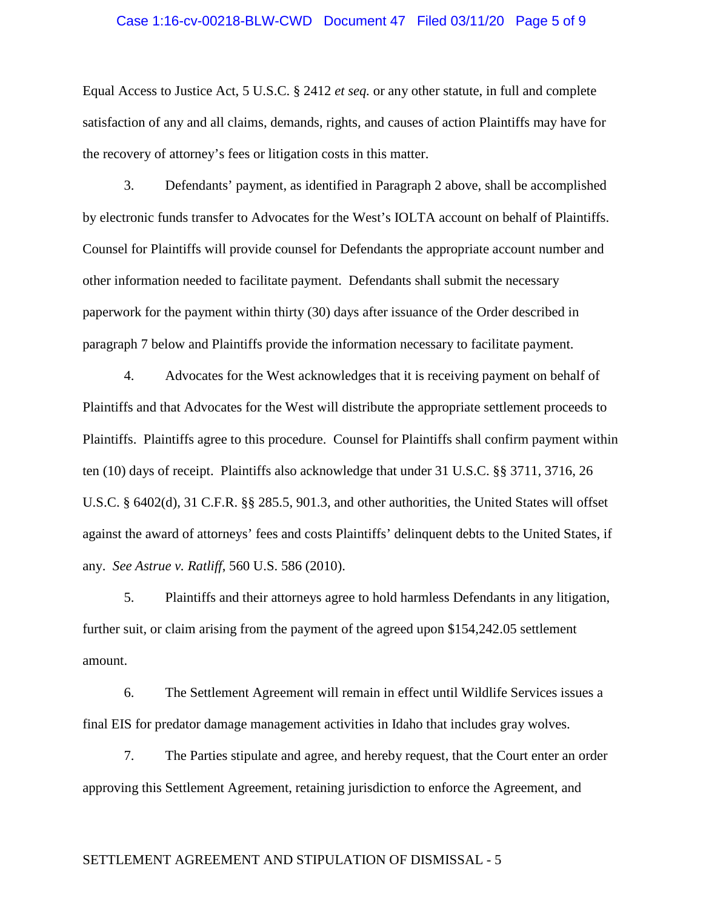Equal Access to Justice Act, 5 U.S.C. § 2412 *et seq.* or any other statute, in full and complete satisfaction of any and all claims, demands, rights, and causes of action Plaintiffs may have for the recovery of attorney's fees or litigation costs in this matter.

3. Defendants' payment, as identified in Paragraph 2 above, shall be accomplished by electronic funds transfer to Advocates for the West's IOLTA account on behalf of Plaintiffs. Counsel for Plaintiffs will provide counsel for Defendants the appropriate account number and other information needed to facilitate payment. Defendants shall submit the necessary paperwork for the payment within thirty (30) days after issuance of the Order described in paragraph 7 below and Plaintiffs provide the information necessary to facilitate payment.

4. Advocates for the West acknowledges that it is receiving payment on behalf of Plaintiffs and that Advocates for the West will distribute the appropriate settlement proceeds to Plaintiffs. Plaintiffs agree to this procedure. Counsel for Plaintiffs shall confirm payment within ten (10) days of receipt. Plaintiffs also acknowledge that under 31 U.S.C. §§ 3711, 3716, 26 U.S.C. § 6402(d), 31 C.F.R. §§ 285.5, 901.3, and other authorities, the United States will offset against the award of attorneys' fees and costs Plaintiffs' delinquent debts to the United States, if any. *See Astrue v. Ratliff*, 560 U.S. 586 (2010).

5. Plaintiffs and their attorneys agree to hold harmless Defendants in any litigation, further suit, or claim arising from the payment of the agreed upon $154,242.05 settlement amount.

6. The Settlement Agreement will remain in effect until Wildlife Services issues a final EIS for predator damage management activities in Idaho that includes gray wolves.

7. The Parties stipulate and agree, and hereby request, that the Court enter an order approving this Settlement Agreement, retaining jurisdiction to enforce the Agreement, and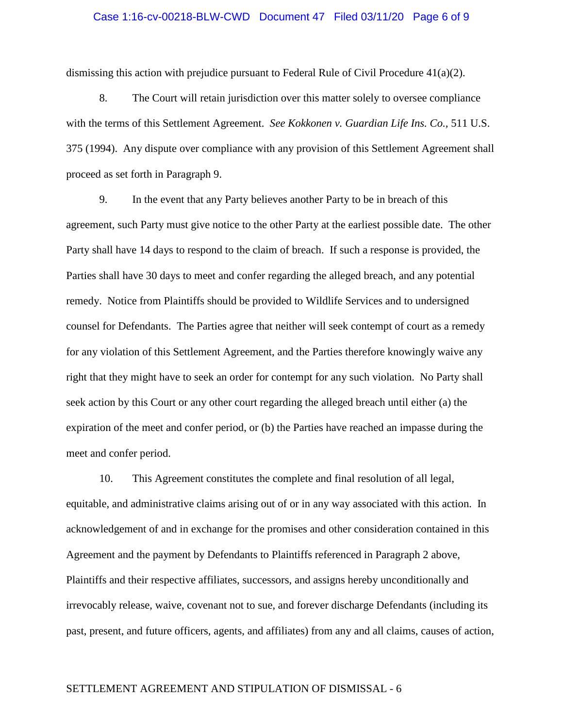dismissing this action with prejudice pursuant to Federal Rule of Civil Procedure 41(a)(2).

8. The Court will retain jurisdiction over this matter solely to oversee compliance with the terms of this Settlement Agreement. *See Kokkonen v. Guardian Life Ins. Co.*, 511 U.S. 375 (1994). Any dispute over compliance with any provision of this Settlement Agreement shall proceed as set forth in Paragraph 9.

9. In the event that any Party believes another Party to be in breach of this agreement, such Party must give notice to the other Party at the earliest possible date. The other Party shall have 14 days to respond to the claim of breach. If such a response is provided, the Parties shall have 30 days to meet and confer regarding the alleged breach, and any potential remedy. Notice from Plaintiffs should be provided to Wildlife Services and to undersigned counsel for Defendants. The Parties agree that neither will seek contempt of court as a remedy for any violation of this Settlement Agreement, and the Parties therefore knowingly waive any right that they might have to seek an order for contempt for any such violation. No Party shall seek action by this Court or any other court regarding the alleged breach until either (a) the expiration of the meet and confer period, or (b) the Parties have reached an impasse during the meet and confer period.

10. This Agreement constitutes the complete and final resolution of all legal, equitable, and administrative claims arising out of or in any way associated with this action. In acknowledgement of and in exchange for the promises and other consideration contained in this Agreement and the payment by Defendants to Plaintiffs referenced in Paragraph 2 above, Plaintiffs and their respective affiliates, successors, and assigns hereby unconditionally and irrevocably release, waive, covenant not to sue, and forever discharge Defendants (including its past, present, and future officers, agents, and affiliates) from any and all claims, causes of action,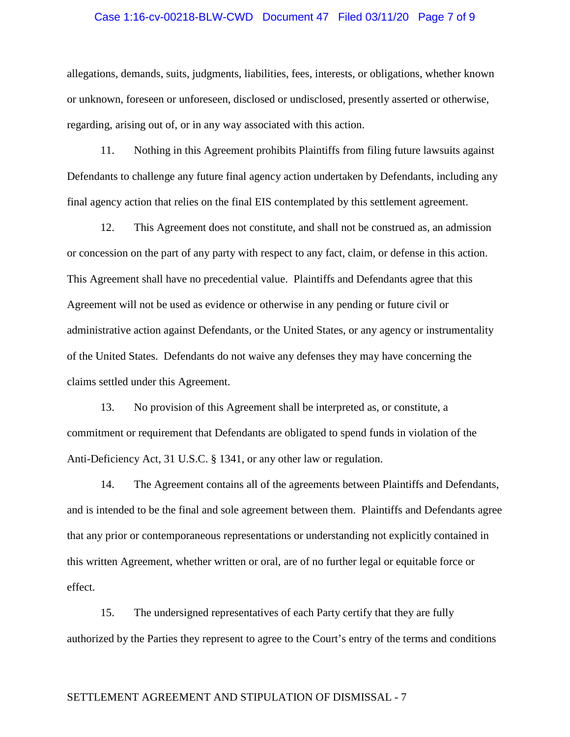allegations, demands, suits, judgments, liabilities, fees, interests, or obligations, whether known or unknown, foreseen or unforeseen, disclosed or undisclosed, presently asserted or otherwise, regarding, arising out of, or in any way associated with this action.

11. Nothing in this Agreement prohibits Plaintiffs from filing future lawsuits against Defendants to challenge any future final agency action undertaken by Defendants, including any final agency action that relies on the final EIS contemplated by this settlement agreement.

12. This Agreement does not constitute, and shall not be construed as, an admission or concession on the part of any party with respect to any fact, claim, or defense in this action. This Agreement shall have no precedential value. Plaintiffs and Defendants agree that this Agreement will not be used as evidence or otherwise in any pending or future civil or administrative action against Defendants, or the United States, or any agency or instrumentality of the United States. Defendants do not waive any defenses they may have concerning the claims settled under this Agreement.

13. No provision of this Agreement shall be interpreted as, or constitute, a commitment or requirement that Defendants are obligated to spend funds in violation of the Anti-Deficiency Act, 31 U.S.C. § 1341, or any other law or regulation.

14. The Agreement contains all of the agreements between Plaintiffs and Defendants, and is intended to be the final and sole agreement between them. Plaintiffs and Defendants agree that any prior or contemporaneous representations or understanding not explicitly contained in this written Agreement, whether written or oral, are of no further legal or equitable force or effect.

15. The undersigned representatives of each Party certify that they are fully authorized by the Parties they represent to agree to the Court's entry of the terms and conditions

SETTLEMENT AGREEMENT AND STIPULATION OF DISMISSAL - 7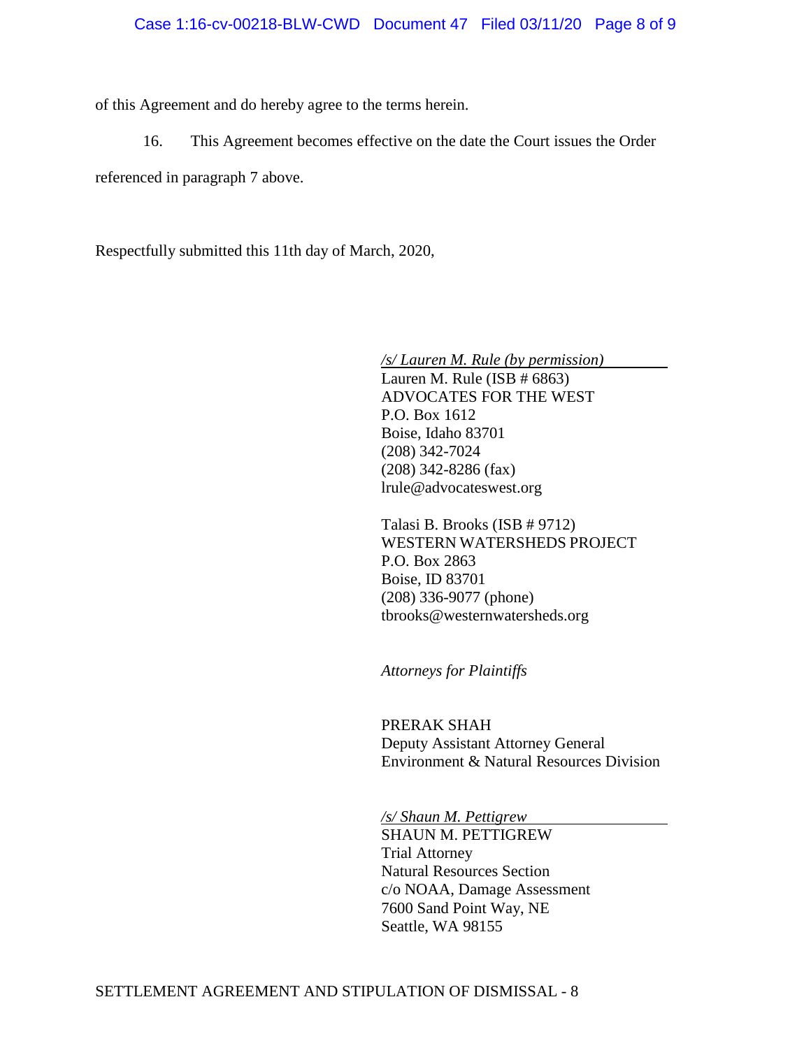of this Agreement and do hereby agree to the terms herein.

16. This Agreement becomes effective on the date the Court issues the Order referenced in paragraph 7 above.

Respectfully submitted this 11th day of March, 2020,

*/s/ Lauren M. Rule (by permission)*
Lauren M. Rule (ISB # 6863)
ADVOCATES FOR THE WEST
P.O. Box 1612
Boise, Idaho 83701
(208) 342-7024
(208) 342-8286 (fax)
lrule@advocateswest.org

Talasi B. Brooks (ISB # 9712)
WESTERN WATERSHEDS PROJECT
P.O. Box 2863
Boise, ID 83701
(208) 336-9077 (phone)
tbrooks@westernwatersheds.org

*Attorneys for Plaintiffs*

PRERAK SHAH
Deputy Assistant Attorney General
Environment & Natural Resources Division

*/s/ Shaun M. Pettigrew*
SHAUN M. PETTIGREW
Trial Attorney
Natural Resources Section
c/o NOAA, Damage Assessment
7600 Sand Point Way, NE
Seattle, WA 98155

SETTLEMENT AGREEMENT AND STIPULATION OF DISMISSAL - 8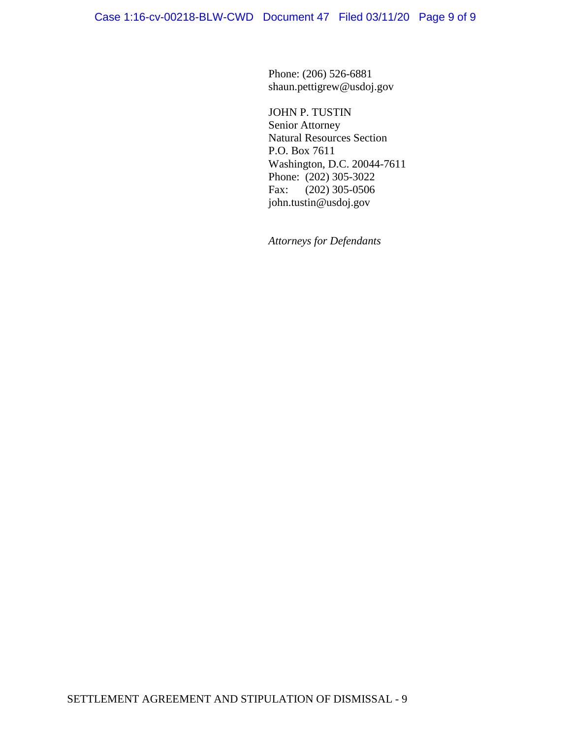Phone: (206) 526-6881
shaun.pettigrew@usdoj.gov

JOHN P. TUSTIN
Senior Attorney
Natural Resources Section
P.O. Box 7611
Washington, D.C. 20044-7611
Phone: (202) 305-3022
Fax: (202) 305-0506
john.tustin@usdoj.gov

*Attorneys for Defendants*